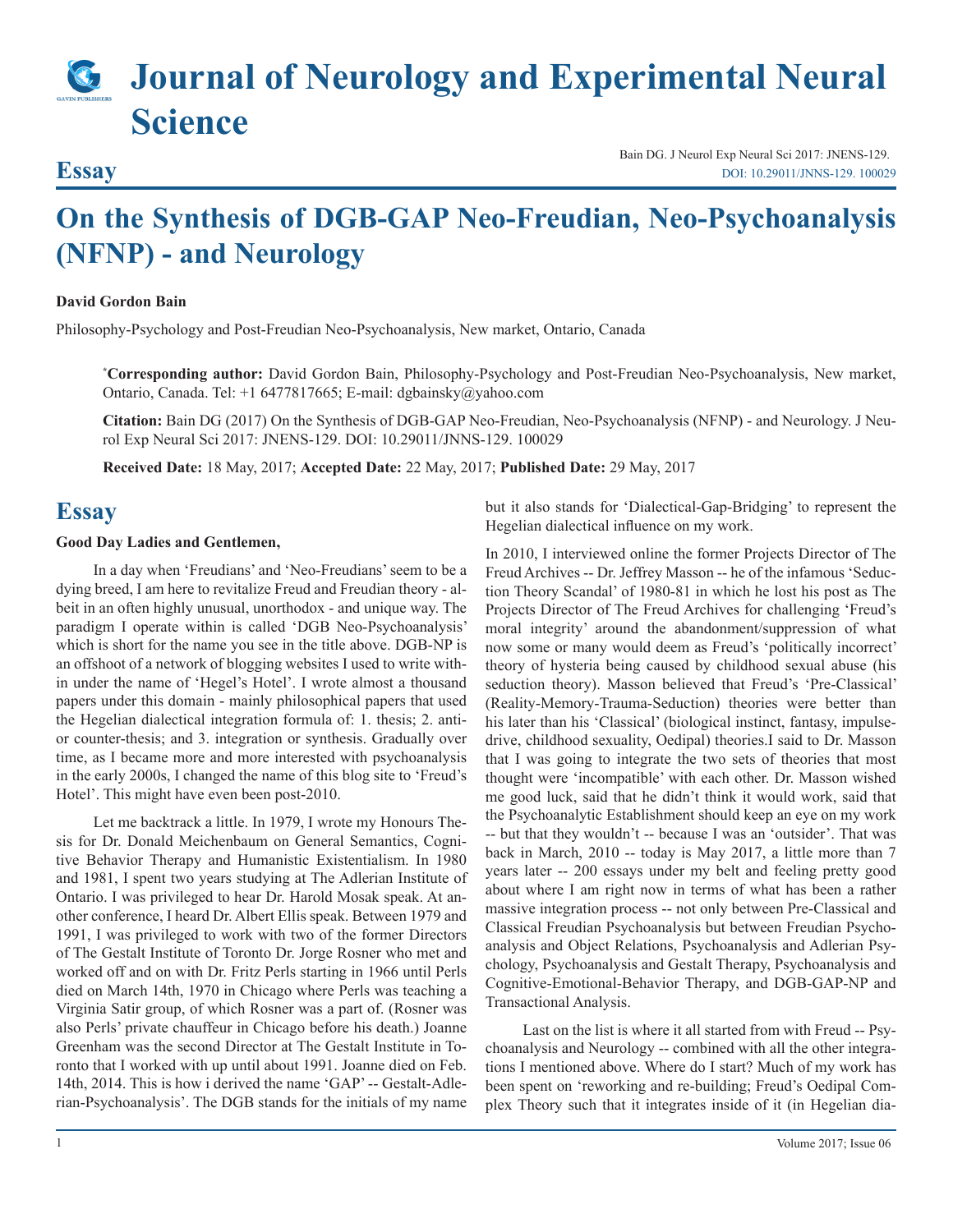# Journal of Neurology and Experimental Neural Science

**Essay**

Bain DG. J Neurol Exp Neural Sci 2017: JNENS-129.
DOI: 10.29011/JNNS-129. 100029

# On the Synthesis of DGB-GAP Neo-Freudian, Neo-Psychoanalysis (NFNP) - and Neurology

**David Gordon Bain**

Philosophy-Psychology and Post-Freudian Neo-Psychoanalysis, New market, Ontario, Canada

***Corresponding author:** David Gordon Bain, Philosophy-Psychology and Post-Freudian Neo-Psychoanalysis, New market, Ontario, Canada. Tel: +1 6477817665; E-mail: dgbainsky@yahoo.com

**Citation:** Bain DG (2017) On the Synthesis of DGB-GAP Neo-Freudian, Neo-Psychoanalysis (NFNP) - and Neurology. J Neurol Exp Neural Sci 2017: JNENS-129. DOI: 10.29011/JNNS-129. 100029

**Received Date:** 18 May, 2017; **Accepted Date:** 22 May, 2017; **Published Date:** 29 May, 2017

## Essay

**Good Day Ladies and Gentlemen,**

In a day when 'Freudians' and 'Neo-Freudians' seem to be a dying breed, I am here to revitalize Freud and Freudian theory - albeit in an often highly unusual, unorthodox - and unique way. The paradigm I operate within is called 'DGB Neo-Psychoanalysis' which is short for the name you see in the title above. DGB-NP is an offshoot of a network of blogging websites I used to write within under the name of 'Hegel's Hotel'. I wrote almost a thousand papers under this domain - mainly philosophical papers that used the Hegelian dialectical integration formula of: 1. thesis; 2. anti- or counter-thesis; and 3. integration or synthesis. Gradually over time, as I became more and more interested with psychoanalysis in the early 2000s, I changed the name of this blog site to 'Freud's Hotel'. This might have even been post-2010.

Let me backtrack a little. In 1979, I wrote my Honours Thesis for Dr. Donald Meichenbaum on General Semantics, Cognitive Behavior Therapy and Humanistic Existentialism. In 1980 and 1981, I spent two years studying at The Adlerian Institute of Ontario. I was privileged to hear Dr. Harold Mosak speak. At another conference, I heard Dr. Albert Ellis speak. Between 1979 and 1991, I was privileged to work with two of the former Directors of The Gestalt Institute of Toronto Dr. Jorge Rosner who met and worked off and on with Dr. Fritz Perls starting in 1966 until Perls died on March 14th, 1970 in Chicago where Perls was teaching a Virginia Satir group, of which Rosner was a part of. (Rosner was also Perls' private chauffeur in Chicago before his death.) Joanne Greenham was the second Director at The Gestalt Institute in Toronto that I worked with up until about 1991. Joanne died on Feb. 14th, 2014. This is how i derived the name 'GAP' -- Gestalt-Adlerian-Psychoanalysis'. The DGB stands for the initials of my name but it also stands for 'Dialectical-Gap-Bridging' to represent the Hegelian dialectical influence on my work.

In 2010, I interviewed online the former Projects Director of The Freud Archives -- Dr. Jeffrey Masson -- he of the infamous 'Seduction Theory Scandal' of 1980-81 in which he lost his post as The Projects Director of The Freud Archives for challenging 'Freud's moral integrity' around the abandonment/suppression of what now some or many would deem as Freud's 'politically incorrect' theory of hysteria being caused by childhood sexual abuse (his seduction theory). Masson believed that Freud's 'Pre-Classical' (Reality-Memory-Trauma-Seduction) theories were better than his later than his 'Classical' (biological instinct, fantasy, impulse-drive, childhood sexuality, Oedipal) theories.I said to Dr. Masson that I was going to integrate the two sets of theories that most thought were 'incompatible' with each other. Dr. Masson wished me good luck, said that he didn't think it would work, said that the Psychoanalytic Establishment should keep an eye on my work -- but that they wouldn't -- because I was an 'outsider'. That was back in March, 2010 -- today is May 2017, a little more than 7 years later -- 200 essays under my belt and feeling pretty good about where I am right now in terms of what has been a rather massive integration process -- not only between Pre-Classical and Classical Freudian Psychoanalysis but between Freudian Psychoanalysis and Object Relations, Psychoanalysis and Adlerian Psychology, Psychoanalysis and Gestalt Therapy, Psychoanalysis and Cognitive-Emotional-Behavior Therapy, and DGB-GAP-NP and Transactional Analysis.

Last on the list is where it all started from with Freud -- Psychoanalysis and Neurology -- combined with all the other integrations I mentioned above. Where do I start? Much of my work has been spent on 'reworking and re-building; Freud's Oedipal Complex Theory such that it integrates inside of it (in Hegelian dia-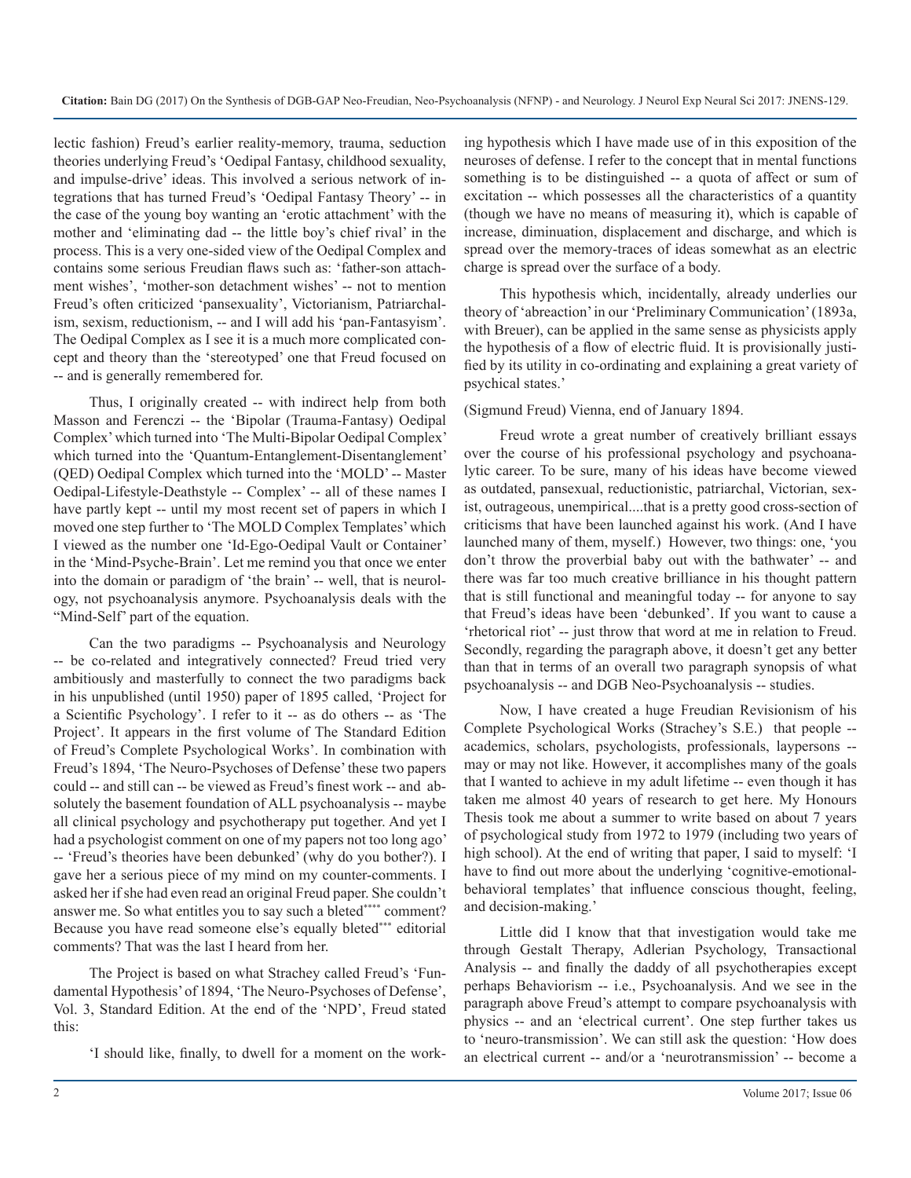lectic fashion) Freud's earlier reality-memory, trauma, seduction theories underlying Freud's 'Oedipal Fantasy, childhood sexuality, and impulse-drive' ideas. This involved a serious network of integrations that has turned Freud's 'Oedipal Fantasy Theory' -- in the case of the young boy wanting an 'erotic attachment' with the mother and 'eliminating dad -- the little boy's chief rival' in the process. This is a very one-sided view of the Oedipal Complex and contains some serious Freudian flaws such as: 'father-son attachment wishes', 'mother-son detachment wishes' -- not to mention Freud's often criticized 'pansexuality', Victorianism, Patriarchalism, sexism, reductionism, -- and I will add his 'pan-Fantasyism'. The Oedipal Complex as I see it is a much more complicated concept and theory than the 'stereotyped' one that Freud focused on -- and is generally remembered for.

Thus, I originally created -- with indirect help from both Masson and Ferenczi -- the 'Bipolar (Trauma-Fantasy) Oedipal Complex' which turned into 'The Multi-Bipolar Oedipal Complex' which turned into the 'Quantum-Entanglement-Disentanglement' (QED) Oedipal Complex which turned into the 'MOLD' -- Master Oedipal-Lifestyle-Deathstyle -- Complex' -- all of these names I have partly kept -- until my most recent set of papers in which I moved one step further to 'The MOLD Complex Templates' which I viewed as the number one 'Id-Ego-Oedipal Vault or Container' in the 'Mind-Psyche-Brain'. Let me remind you that once we enter into the domain or paradigm of 'the brain' -- well, that is neurology, not psychoanalysis anymore. Psychoanalysis deals with the "Mind-Self" part of the equation.

Can the two paradigms -- Psychoanalysis and Neurology -- be co-related and integratively connected? Freud tried very ambitiously and masterfully to connect the two paradigms back in his unpublished (until 1950) paper of 1895 called, 'Project for a Scientific Psychology'. I refer to it -- as do others -- as 'The Project'. It appears in the first volume of The Standard Edition of Freud's Complete Psychological Works'. In combination with Freud's 1894, 'The Neuro-Psychoses of Defense' these two papers could -- and still can -- be viewed as Freud's finest work -- and absolutely the basement foundation of ALL psychoanalysis -- maybe all clinical psychology and psychotherapy put together. And yet I had a psychologist comment on one of my papers not too long ago' -- 'Freud's theories have been debunked' (why do you bother?). I gave her a serious piece of my mind on my counter-comments. I asked her if she had even read an original Freud paper. She couldn't answer me. So what entitles you to say such a bleted**** comment? Because you have read someone else's equally bleted*** editorial comments? That was the last I heard from her.

The Project is based on what Strachey called Freud's 'Fundamental Hypothesis' of 1894, 'The Neuro-Psychoses of Defense', Vol. 3, Standard Edition. At the end of the 'NPD', Freud stated this:

'I should like, finally, to dwell for a moment on the working hypothesis which I have made use of in this exposition of the neuroses of defense. I refer to the concept that in mental functions something is to be distinguished -- a quota of affect or sum of excitation -- which possesses all the characteristics of a quantity (though we have no means of measuring it), which is capable of increase, diminuation, displacement and discharge, and which is spread over the memory-traces of ideas somewhat as an electric charge is spread over the surface of a body.

This hypothesis which, incidentally, already underlies our theory of 'abreaction' in our 'Preliminary Communication' (1893a, with Breuer), can be applied in the same sense as physicists apply the hypothesis of a flow of electric fluid. It is provisionally justified by its utility in co-ordinating and explaining a great variety of psychical states.'

(Sigmund Freud) Vienna, end of January 1894.

Freud wrote a great number of creatively brilliant essays over the course of his professional psychology and psychoanalytic career. To be sure, many of his ideas have become viewed as outdated, pansexual, reductionistic, patriarchal, Victorian, sexist, outrageous, unempirical....that is a pretty good cross-section of criticisms that have been launched against his work. (And I have launched many of them, myself.) However, two things: one, 'you don't throw the proverbial baby out with the bathwater' -- and there was far too much creative brilliance in his thought pattern that is still functional and meaningful today -- for anyone to say that Freud's ideas have been 'debunked'. If you want to cause a 'rhetorical riot' -- just throw that word at me in relation to Freud. Secondly, regarding the paragraph above, it doesn't get any better than that in terms of an overall two paragraph synopsis of what psychoanalysis -- and DGB Neo-Psychoanalysis -- studies.

Now, I have created a huge Freudian Revisionism of his Complete Psychological Works (Strachey's S.E.) that people -- academics, scholars, psychologists, professionals, laypersons -- may or may not like. However, it accomplishes many of the goals that I wanted to achieve in my adult lifetime -- even though it has taken me almost 40 years of research to get here. My Honours Thesis took me about a summer to write based on about 7 years of psychological study from 1972 to 1979 (including two years of high school). At the end of writing that paper, I said to myself: 'I have to find out more about the underlying 'cognitive-emotional-behavioral templates' that influence conscious thought, feeling, and decision-making.'

Little did I know that that investigation would take me through Gestalt Therapy, Adlerian Psychology, Transactional Analysis -- and finally the daddy of all psychotherapies except perhaps Behaviorism -- i.e., Psychoanalysis. And we see in the paragraph above Freud's attempt to compare psychoanalysis with physics -- and an 'electrical current'. One step further takes us to 'neuro-transmission'. We can still ask the question: 'How does an electrical current -- and/or a 'neurotransmission' -- become a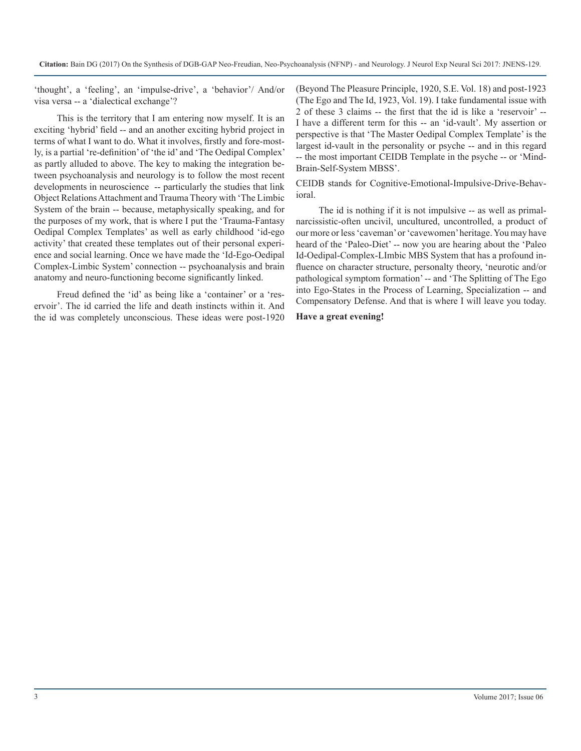'thought', a 'feeling', an 'impulse-drive', a 'behavior'/ And/or visa versa -- a 'dialectical exchange'?

This is the territory that I am entering now myself. It is an exciting 'hybrid' field -- and an another exciting hybrid project in terms of what I want to do. What it involves, firstly and fore-mostly, is a partial 're-definition' of 'the id' and 'The Oedipal Complex' as partly alluded to above. The key to making the integration between psychoanalysis and neurology is to follow the most recent developments in neuroscience -- particularly the studies that link Object Relations Attachment and Trauma Theory with 'The Limbic System of the brain -- because, metaphysically speaking, and for the purposes of my work, that is where I put the 'Trauma-Fantasy Oedipal Complex Templates' as well as early childhood 'id-ego activity' that created these templates out of their personal experience and social learning. Once we have made the 'Id-Ego-Oedipal Complex-Limbic System' connection -- psychoanalysis and brain anatomy and neuro-functioning become significantly linked.

Freud defined the 'id' as being like a 'container' or a 'reservoir'. The id carried the life and death instincts within it. And the id was completely unconscious. These ideas were post-1920 (Beyond The Pleasure Principle, 1920, S.E. Vol. 18) and post-1923 (The Ego and The Id, 1923, Vol. 19). I take fundamental issue with 2 of these 3 claims -- the first that the id is like a 'reservoir' -- I have a different term for this -- an 'id-vault'. My assertion or perspective is that 'The Master Oedipal Complex Template' is the largest id-vault in the personality or psyche -- and in this regard -- the most important CEIDB Template in the psyche -- or 'Mind-Brain-Self-System MBSS'.

CEIDB stands for Cognitive-Emotional-Impulsive-Drive-Behavioral.

The id is nothing if it is not impulsive -- as well as primal-narcissistic-often uncivil, uncultured, uncontrolled, a product of our more or less 'caveman' or 'cavewomen' heritage. You may have heard of the 'Paleo-Diet' -- now you are hearing about the 'Paleo Id-Oedipal-Complex-LImbic MBS System that has a profound influence on character structure, personalty theory, 'neurotic and/or pathological symptom formation' -- and 'The Splitting of The Ego into Ego-States in the Process of Learning, Specialization -- and Compensatory Defense. And that is where I will leave you today.

**Have a great evening!**